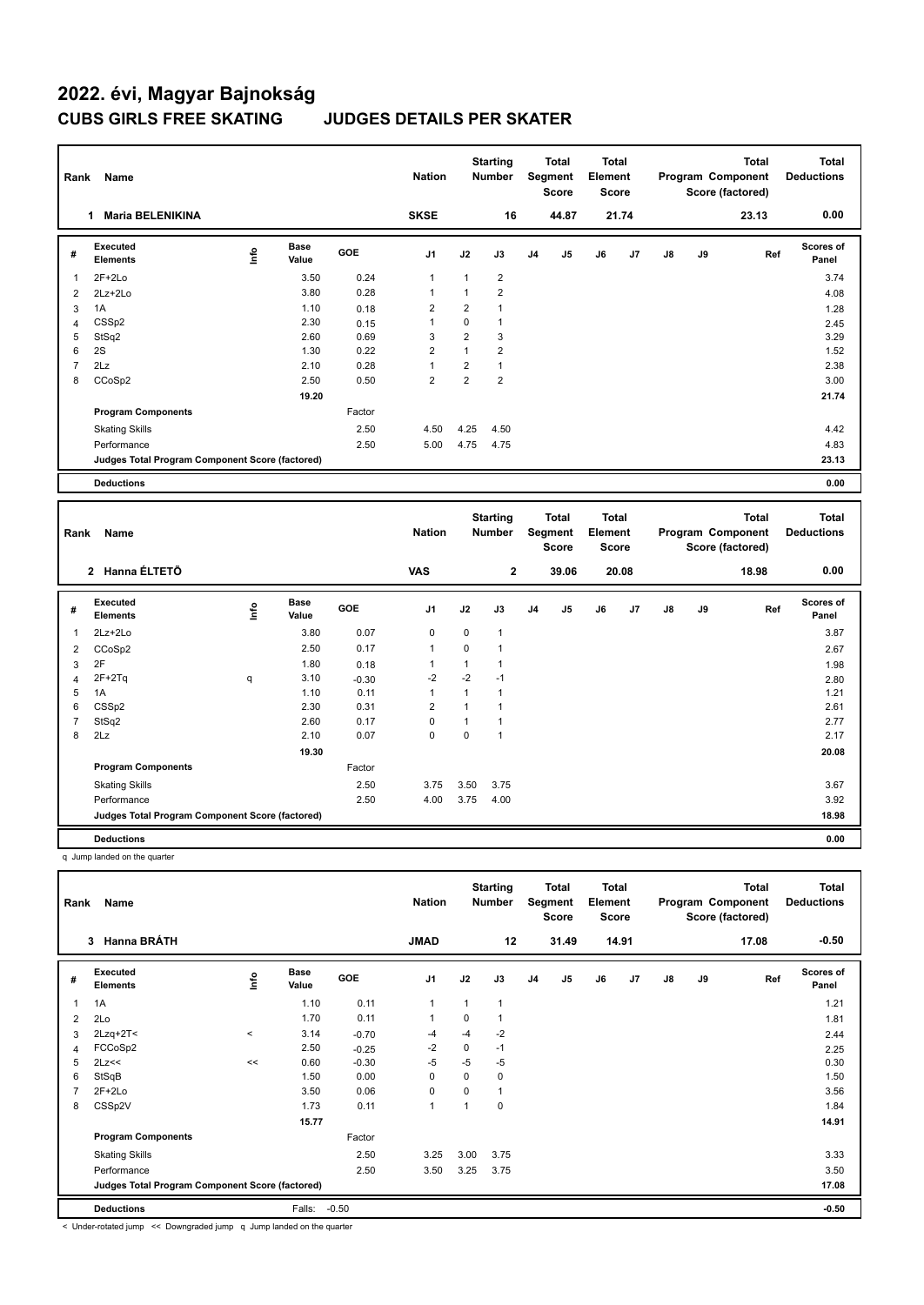# 2022. évi, Magyar Bajnokság

## CUBS GIRLS FREE SKATING JUDGES DETAILS PER SKATER

| Rank | Name | Nation | Starting Number | Total Segment Score | Total Element Score | Total Program Component Score (factored) | Total Deductions |
|---|---|---|---|---|---|---|---|
| 1 | Maria BELENIKINA | SKSE | 16 | 44.87 | 21.74 | 23.13 | 0.00 |

| # | Executed Elements | Info | Base Value | GOE | J1 | J2 | J3 | J4 | J5 | J6 | J7 | J8 | J9 | Ref | Scores of Panel |
|---|---|---|---|---|---|---|---|---|---|---|---|---|---|---|---|
| 1 | 2F+2Lo | | 3.50 | 0.24 | 1 | 1 | 2 | | | | | | | | 3.74 |
| 2 | 2Lz+2Lo | | 3.80 | 0.28 | 1 | 1 | 2 | | | | | | | | 4.08 |
| 3 | 1A | | 1.10 | 0.18 | 2 | 2 | 1 | | | | | | | | 1.28 |
| 4 | CSSp2 | | 2.30 | 0.15 | 1 | 0 | 1 | | | | | | | | 2.45 |
| 5 | StSq2 | | 2.60 | 0.69 | 3 | 2 | 3 | | | | | | | | 3.29 |
| 6 | 2S | | 1.30 | 0.22 | 2 | 1 | 2 | | | | | | | | 1.52 |
| 7 | 2Lz | | 2.10 | 0.28 | 1 | 2 | 1 | | | | | | | | 2.38 |
| 8 | CCoSp2 | | 2.50 | 0.50 | 2 | 2 | 2 | | | | | | | | 3.00 |
| | | | 19.20 | | | | | | | | | | | | 21.74 |
| | **Program Components** | | | Factor | | | | | | | | | | | |
| | Skating Skills | | | 2.50 | 4.50 | 4.25 | 4.50 | | | | | | | | 4.42 |
| | Performance | | | 2.50 | 5.00 | 4.75 | 4.75 | | | | | | | | 4.83 |
| | **Judges Total Program Component Score (factored)** | | | | | | | | | | | | | | 23.13 |
| | **Deductions** | | | | | | | | | | | | | | 0.00 |

| Rank | Name | Nation | Starting Number | Total Segment Score | Total Element Score | Total Program Component Score (factored) | Total Deductions |
|---|---|---|---|---|---|---|---|
| 2 | Hanna ÉLTETŐ | VAS | 2 | 39.06 | 20.08 | 18.98 | 0.00 |

| # | Executed Elements | Info | Base Value | GOE | J1 | J2 | J3 | J4 | J5 | J6 | J7 | J8 | J9 | Ref | Scores of Panel |
|---|---|---|---|---|---|---|---|---|---|---|---|---|---|---|---|
| 1 | 2Lz+2Lo | | 3.80 | 0.07 | 0 | 0 | 1 | | | | | | | | 3.87 |
| 2 | CCoSp2 | | 2.50 | 0.17 | 1 | 0 | 1 | | | | | | | | 2.67 |
| 3 | 2F | | 1.80 | 0.18 | 1 | 1 | 1 | | | | | | | | 1.98 |
| 4 | 2F+2Tq | q | 3.10 | -0.30 | -2 | -2 | -1 | | | | | | | | 2.80 |
| 5 | 1A | | 1.10 | 0.11 | 1 | 1 | 1 | | | | | | | | 1.21 |
| 6 | CSSp2 | | 2.30 | 0.31 | 2 | 1 | 1 | | | | | | | | 2.61 |
| 7 | StSq2 | | 2.60 | 0.17 | 0 | 1 | 1 | | | | | | | | 2.77 |
| 8 | 2Lz | | 2.10 | 0.07 | 0 | 0 | 1 | | | | | | | | 2.17 |
| | | | 19.30 | | | | | | | | | | | | 20.08 |
| | **Program Components** | | | Factor | | | | | | | | | | | |
| | Skating Skills | | | 2.50 | 3.75 | 3.50 | 3.75 | | | | | | | | 3.67 |
| | Performance | | | 2.50 | 4.00 | 3.75 | 4.00 | | | | | | | | 3.92 |
| | **Judges Total Program Component Score (factored)** | | | | | | | | | | | | | | 18.98 |
| | **Deductions** | | | | | | | | | | | | | | 0.00 |

q Jump landed on the quarter

| Rank | Name | Nation | Starting Number | Total Segment Score | Total Element Score | Total Program Component Score (factored) | Total Deductions |
|---|---|---|---|---|---|---|---|
| 3 | Hanna BRÁTH | JMAD | 12 | 31.49 | 14.91 | 17.08 | -0.50 |

| # | Executed Elements | Info | Base Value | GOE | J1 | J2 | J3 | J4 | J5 | J6 | J7 | J8 | J9 | Ref | Scores of Panel |
|---|---|---|---|---|---|---|---|---|---|---|---|---|---|---|---|
| 1 | 1A | | 1.10 | 0.11 | 1 | 1 | 1 | | | | | | | | 1.21 |
| 2 | 2Lo | | 1.70 | 0.11 | 1 | 0 | 1 | | | | | | | | 1.81 |
| 3 | 2Lzq+2T< | < | 3.14 | -0.70 | -4 | -4 | -2 | | | | | | | | 2.44 |
| 4 | FCCoSp2 | | 2.50 | -0.25 | -2 | 0 | -1 | | | | | | | | 2.25 |
| 5 | 2Lz<< | << | 0.60 | -0.30 | -5 | -5 | -5 | | | | | | | | 0.30 |
| 6 | StSqB | | 1.50 | 0.00 | 0 | 0 | 0 | | | | | | | | 1.50 |
| 7 | 2F+2Lo | | 3.50 | 0.06 | 0 | 0 | 1 | | | | | | | | 3.56 |
| 8 | CSSp2V | | 1.73 | 0.11 | 1 | 1 | 0 | | | | | | | | 1.84 |
| | | | 15.77 | | | | | | | | | | | | 14.91 |
| | **Program Components** | | | Factor | | | | | | | | | | | |
| | Skating Skills | | | 2.50 | 3.25 | 3.00 | 3.75 | | | | | | | | 3.33 |
| | Performance | | | 2.50 | 3.50 | 3.25 | 3.75 | | | | | | | | 3.50 |
| | **Judges Total Program Component Score (factored)** | | | | | | | | | | | | | | 17.08 |
| | **Deductions** | | Falls: | -0.50 | | | | | | | | | | | -0.50 |

< Under-rotated jump << Downgraded jump q Jump landed on the quarter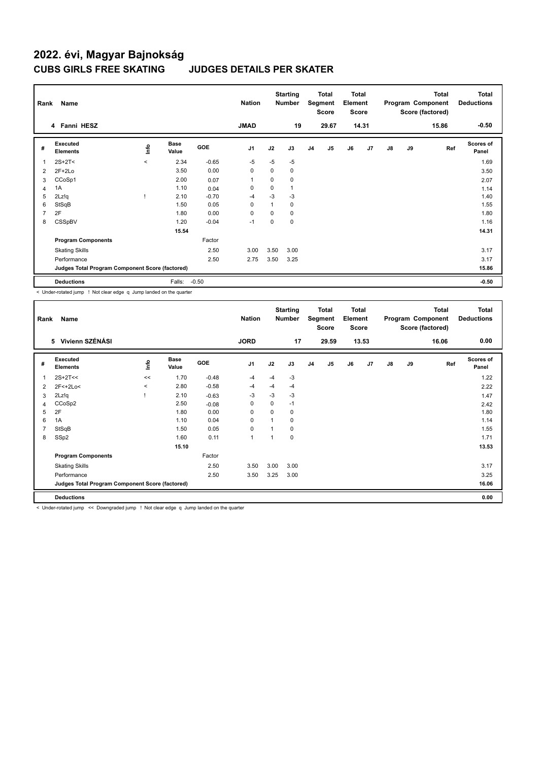# 2022. évi, Magyar Bajnokság

## CUBS GIRLS FREE SKATING JUDGES DETAILS PER SKATER

| Rank | Name | Nation | Starting Number | Total Segment Score | Total Element Score | Total Program Component Score (factored) | Total Deductions |
|---|---|---|---|---|---|---|---|
| 4 | Fanni HESZ | JMAD | 19 | 29.67 | 14.31 | 15.86 | -0.50 |

| # | Executed Elements | Info | Base Value | GOE | J1 | J2 | J3 | J4 | J5 | J6 | J7 | J8 | J9 | Ref | Scores of Panel |
|---|---|---|---|---|---|---|---|---|---|---|---|---|---|---|---|
| 1 | 2S+2T< | < | 2.34 | -0.65 | -5 | -5 | -5 | | | | | | | | 1.69 |
| 2 | 2F+2Lo | | 3.50 | 0.00 | 0 | 0 | 0 | | | | | | | | 3.50 |
| 3 | CCoSp1 | | 2.00 | 0.07 | 1 | 0 | 0 | | | | | | | | 2.07 |
| 4 | 1A | | 1.10 | 0.04 | 0 | 0 | 1 | | | | | | | | 1.14 |
| 5 | 2Lz!q | ! | 2.10 | -0.70 | -4 | -3 | -3 | | | | | | | | 1.40 |
| 6 | StSqB | | 1.50 | 0.05 | 0 | 1 | 0 | | | | | | | | 1.55 |
| 7 | 2F | | 1.80 | 0.00 | 0 | 0 | 0 | | | | | | | | 1.80 |
| 8 | CSSpBV | | 1.20 | -0.04 | -1 | 0 | 0 | | | | | | | | 1.16 |
| | | | 15.54 | | | | | | | | | | | | 14.31 |
| | **Program Components** | | | Factor | | | | | | | | | | | |
| | Skating Skills | | | 2.50 | 3.00 | 3.50 | 3.00 | | | | | | | | 3.17 |
| | Performance | | | 2.50 | 2.75 | 3.50 | 3.25 | | | | | | | | 3.17 |
| | **Judges Total Program Component Score (factored)** | | | | | | | | | | | | | | 15.86 |
| | **Deductions** | | Falls: | -0.50 | | | | | | | | | | | -0.50 |

< Under-rotated jump ! Not clear edge q Jump landed on the quarter

| Rank | Name | Nation | Starting Number | Total Segment Score | Total Element Score | Total Program Component Score (factored) | Total Deductions |
|---|---|---|---|---|---|---|---|
| 5 | Vivienn SZÉNÁSI | JORD | 17 | 29.59 | 13.53 | 16.06 | 0.00 |

| # | Executed Elements | Info | Base Value | GOE | J1 | J2 | J3 | J4 | J5 | J6 | J7 | J8 | J9 | Ref | Scores of Panel |
|---|---|---|---|---|---|---|---|---|---|---|---|---|---|---|---|
| 1 | 2S+2T<< | << | 1.70 | -0.48 | -4 | -4 | -3 | | | | | | | | 1.22 |
| 2 | 2F<+2Lo< | < | 2.80 | -0.58 | -4 | -4 | -4 | | | | | | | | 2.22 |
| 3 | 2Lz!q | ! | 2.10 | -0.63 | -3 | -3 | -3 | | | | | | | | 1.47 |
| 4 | CCoSp2 | | 2.50 | -0.08 | 0 | 0 | -1 | | | | | | | | 2.42 |
| 5 | 2F | | 1.80 | 0.00 | 0 | 0 | 0 | | | | | | | | 1.80 |
| 6 | 1A | | 1.10 | 0.04 | 0 | 1 | 0 | | | | | | | | 1.14 |
| 7 | StSqB | | 1.50 | 0.05 | 0 | 1 | 0 | | | | | | | | 1.55 |
| 8 | SSp2 | | 1.60 | 0.11 | 1 | 1 | 0 | | | | | | | | 1.71 |
| | | | 15.10 | | | | | | | | | | | | 13.53 |
| | **Program Components** | | | Factor | | | | | | | | | | | |
| | Skating Skills | | | 2.50 | 3.50 | 3.00 | 3.00 | | | | | | | | 3.17 |
| | Performance | | | 2.50 | 3.50 | 3.25 | 3.00 | | | | | | | | 3.25 |
| | **Judges Total Program Component Score (factored)** | | | | | | | | | | | | | | 16.06 |
| | **Deductions** | | | | | | | | | | | | | | 0.00 |

< Under-rotated jump << Downgraded jump ! Not clear edge q Jump landed on the quarter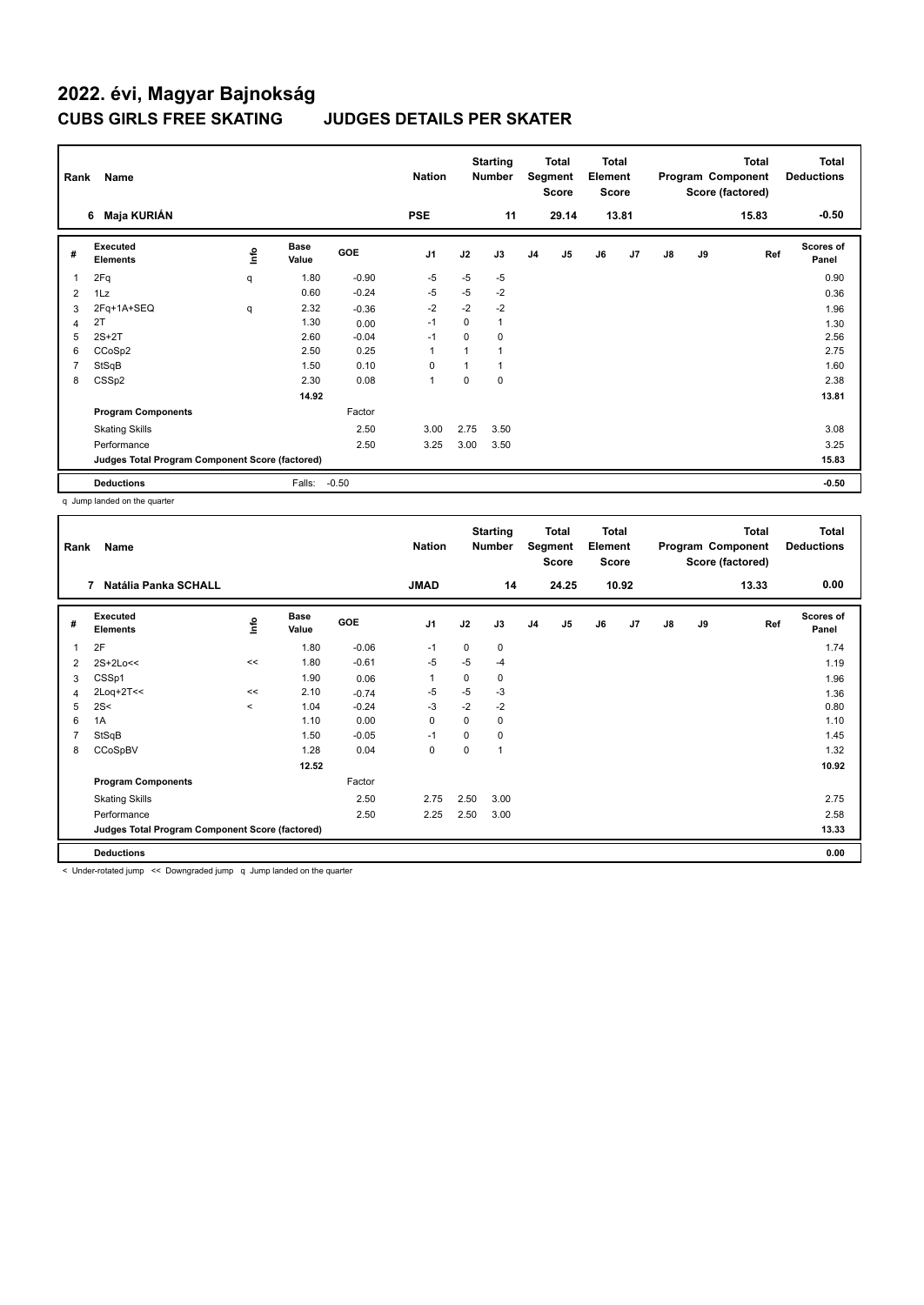# 2022. évi, Magyar Bajnokság

## CUBS GIRLS FREE SKATING JUDGES DETAILS PER SKATER

| Rank | Name | Nation | Starting Number | Total Segment Score | Total Element Score | Total Program Component Score (factored) | Total Deductions |
|---|---|---|---|---|---|---|---|
| 6 | Maja KURIÁN | PSE | 11 | 29.14 | 13.81 | 15.83 | -0.50 |

| # | Executed Elements | Info | Base Value | GOE | J1 | J2 | J3 | J4 | J5 | J6 | J7 | J8 | J9 | Ref | Scores of Panel |
|---|---|---|---|---|---|---|---|---|---|---|---|---|---|---|---|
| 1 | 2Fq | q | 1.80 | -0.90 | -5 | -5 | -5 | | | | | | | | 0.90 |
| 2 | 1Lz | | 0.60 | -0.24 | -5 | -5 | -2 | | | | | | | | 0.36 |
| 3 | 2Fq+1A+SEQ | q | 2.32 | -0.36 | -2 | -2 | -2 | | | | | | | | 1.96 |
| 4 | 2T | | 1.30 | 0.00 | -1 | 0 | 1 | | | | | | | | 1.30 |
| 5 | 2S+2T | | 2.60 | -0.04 | -1 | 0 | 0 | | | | | | | | 2.56 |
| 6 | CCoSp2 | | 2.50 | 0.25 | 1 | 1 | 1 | | | | | | | | 2.75 |
| 7 | StSqB | | 1.50 | 0.10 | 0 | 1 | 1 | | | | | | | | 1.60 |
| 8 | CSSp2 | | 2.30 | 0.08 | 1 | 0 | 0 | | | | | | | | 2.38 |
| | | | 14.92 | | | | | | | | | | | | 13.81 |
| | **Program Components** | | | Factor | | | | | | | | | | | |
| | Skating Skills | | | 2.50 | 3.00 | 2.75 | 3.50 | | | | | | | | 3.08 |
| | Performance | | | 2.50 | 3.25 | 3.00 | 3.50 | | | | | | | | 3.25 |
| | **Judges Total Program Component Score (factored)** | | | | | | | | | | | | | | 15.83 |
| | **Deductions** | | Falls: | -0.50 | | | | | | | | | | | -0.50 |

q Jump landed on the quarter

| Rank | Name | Nation | Starting Number | Total Segment Score | Total Element Score | Total Program Component Score (factored) | Total Deductions |
|---|---|---|---|---|---|---|---|
| 7 | Natália Panka SCHALL | JMAD | 14 | 24.25 | 10.92 | 13.33 | 0.00 |

| # | Executed Elements | Info | Base Value | GOE | J1 | J2 | J3 | J4 | J5 | J6 | J7 | J8 | J9 | Ref | Scores of Panel |
|---|---|---|---|---|---|---|---|---|---|---|---|---|---|---|---|
| 1 | 2F | | 1.80 | -0.06 | -1 | 0 | 0 | | | | | | | | 1.74 |
| 2 | 2S+2Lo<< | << | 1.80 | -0.61 | -5 | -5 | -4 | | | | | | | | 1.19 |
| 3 | CSSp1 | | 1.90 | 0.06 | 1 | 0 | 0 | | | | | | | | 1.96 |
| 4 | 2Loq+2T<< | << | 2.10 | -0.74 | -5 | -5 | -3 | | | | | | | | 1.36 |
| 5 | 2S< | < | 1.04 | -0.24 | -3 | -2 | -2 | | | | | | | | 0.80 |
| 6 | 1A | | 1.10 | 0.00 | 0 | 0 | 0 | | | | | | | | 1.10 |
| 7 | StSqB | | 1.50 | -0.05 | -1 | 0 | 0 | | | | | | | | 1.45 |
| 8 | CCoSpBV | | 1.28 | 0.04 | 0 | 0 | 1 | | | | | | | | 1.32 |
| | | | 12.52 | | | | | | | | | | | | 10.92 |
| | **Program Components** | | | Factor | | | | | | | | | | | |
| | Skating Skills | | | 2.50 | 2.75 | 2.50 | 3.00 | | | | | | | | 2.75 |
| | Performance | | | 2.50 | 2.25 | 2.50 | 3.00 | | | | | | | | 2.58 |
| | **Judges Total Program Component Score (factored)** | | | | | | | | | | | | | | 13.33 |
| | **Deductions** | | | | | | | | | | | | | | 0.00 |

< Under-rotated jump << Downgraded jump q Jump landed on the quarter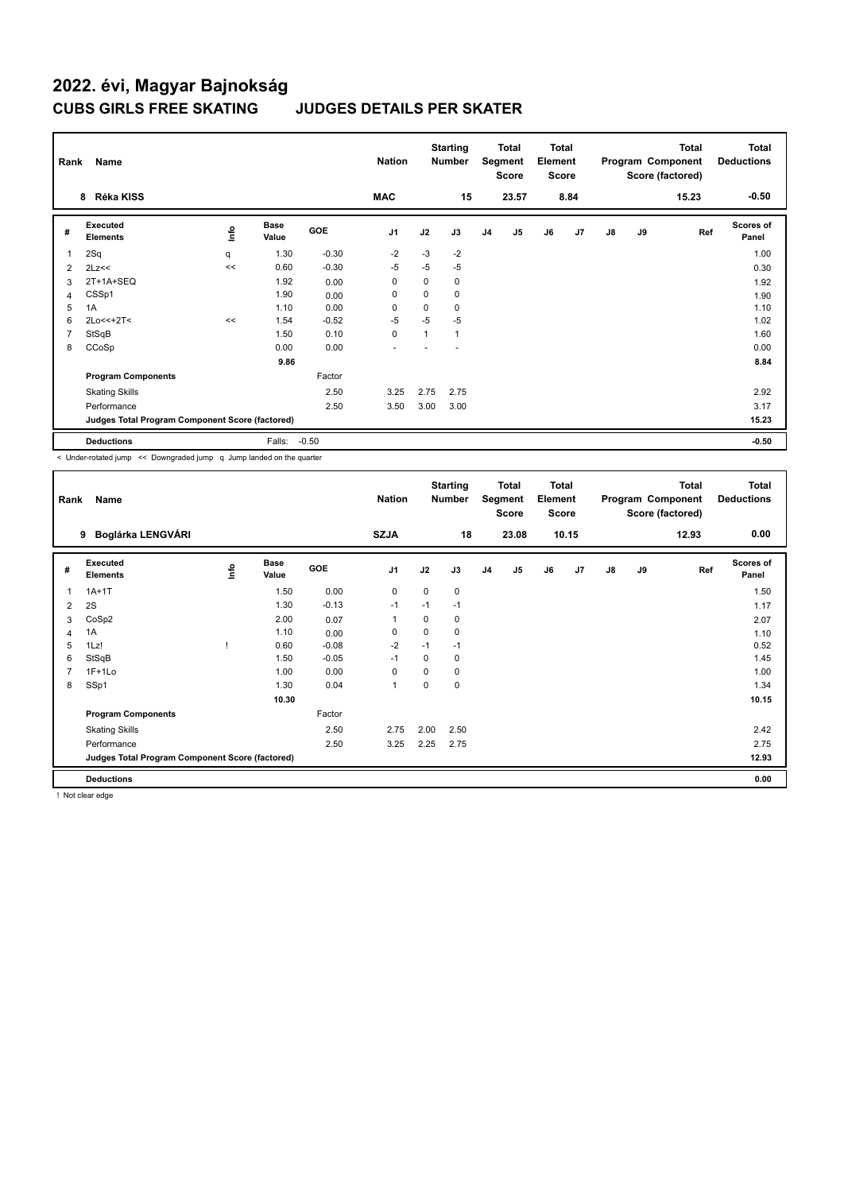# 2022. évi, Magyar Bajnokság

## CUBS GIRLS FREE SKATING JUDGES DETAILS PER SKATER

| Rank | Name | Nation | Starting Number | Total Segment Score | Total Element Score | Total Program Component Score (factored) | Total Deductions |
|---|---|---|---|---|---|---|---|
| 8 | Réka KISS | MAC | 15 | 23.57 | 8.84 | 15.23 | -0.50 |

| # | Executed Elements | Info | Base Value | GOE | J1 | J2 | J3 | J4 | J5 | J6 | J7 | J8 | J9 | Ref | Scores of Panel |
|---|---|---|---|---|---|---|---|---|---|---|---|---|---|---|---|
| 1 | 2Sq | q | 1.30 | -0.30 | -2 | -3 | -2 | | | | | | | | 1.00 |
| 2 | 2Lz<< | << | 0.60 | -0.30 | -5 | -5 | -5 | | | | | | | | 0.30 |
| 3 | 2T+1A+SEQ | | 1.92 | 0.00 | 0 | 0 | 0 | | | | | | | | 1.92 |
| 4 | CSSp1 | | 1.90 | 0.00 | 0 | 0 | 0 | | | | | | | | 1.90 |
| 5 | 1A | | 1.10 | 0.00 | 0 | 0 | 0 | | | | | | | | 1.10 |
| 6 | 2Lo<<+2T< | << | 1.54 | -0.52 | -5 | -5 | -5 | | | | | | | | 1.02 |
| 7 | StSqB | | 1.50 | 0.10 | 0 | 1 | 1 | | | | | | | | 1.60 |
| 8 | CCoSp | | 0.00 | 0.00 | - | - | - | | | | | | | | 0.00 |
| | | | 9.86 | | | | | | | | | | | | 8.84 |
| | **Program Components** | | | Factor | | | | | | | | | | | |
| | Skating Skills | | | 2.50 | 3.25 | 2.75 | 2.75 | | | | | | | | 2.92 |
| | Performance | | | 2.50 | 3.50 | 3.00 | 3.00 | | | | | | | | 3.17 |
| | **Judges Total Program Component Score (factored)** | | | | | | | | | | | | | | 15.23 |
| | **Deductions** | | Falls: | -0.50 | | | | | | | | | | | -0.50 |

< Under-rotated jump << Downgraded jump q Jump landed on the quarter

| Rank | Name | Nation | Starting Number | Total Segment Score | Total Element Score | Total Program Component Score (factored) | Total Deductions |
|---|---|---|---|---|---|---|---|
| 9 | Boglárka LENGVÁRI | SZJA | 18 | 23.08 | 10.15 | 12.93 | 0.00 |

| # | Executed Elements | Info | Base Value | GOE | J1 | J2 | J3 | J4 | J5 | J6 | J7 | J8 | J9 | Ref | Scores of Panel |
|---|---|---|---|---|---|---|---|---|---|---|---|---|---|---|---|
| 1 | 1A+1T | | 1.50 | 0.00 | 0 | 0 | 0 | | | | | | | | 1.50 |
| 2 | 2S | | 1.30 | -0.13 | -1 | -1 | -1 | | | | | | | | 1.17 |
| 3 | CoSp2 | | 2.00 | 0.07 | 1 | 0 | 0 | | | | | | | | 2.07 |
| 4 | 1A | | 1.10 | 0.00 | 0 | 0 | 0 | | | | | | | | 1.10 |
| 5 | 1Lz! | ! | 0.60 | -0.08 | -2 | -1 | -1 | | | | | | | | 0.52 |
| 6 | StSqB | | 1.50 | -0.05 | -1 | 0 | 0 | | | | | | | | 1.45 |
| 7 | 1F+1Lo | | 1.00 | 0.00 | 0 | 0 | 0 | | | | | | | | 1.00 |
| 8 | SSp1 | | 1.30 | 0.04 | 1 | 0 | 0 | | | | | | | | 1.34 |
| | | | 10.30 | | | | | | | | | | | | 10.15 |
| | **Program Components** | | | Factor | | | | | | | | | | | |
| | Skating Skills | | | 2.50 | 2.75 | 2.00 | 2.50 | | | | | | | | 2.42 |
| | Performance | | | 2.50 | 3.25 | 2.25 | 2.75 | | | | | | | | 2.75 |
| | **Judges Total Program Component Score (factored)** | | | | | | | | | | | | | | 12.93 |
| | **Deductions** | | | | | | | | | | | | | | 0.00 |

! Not clear edge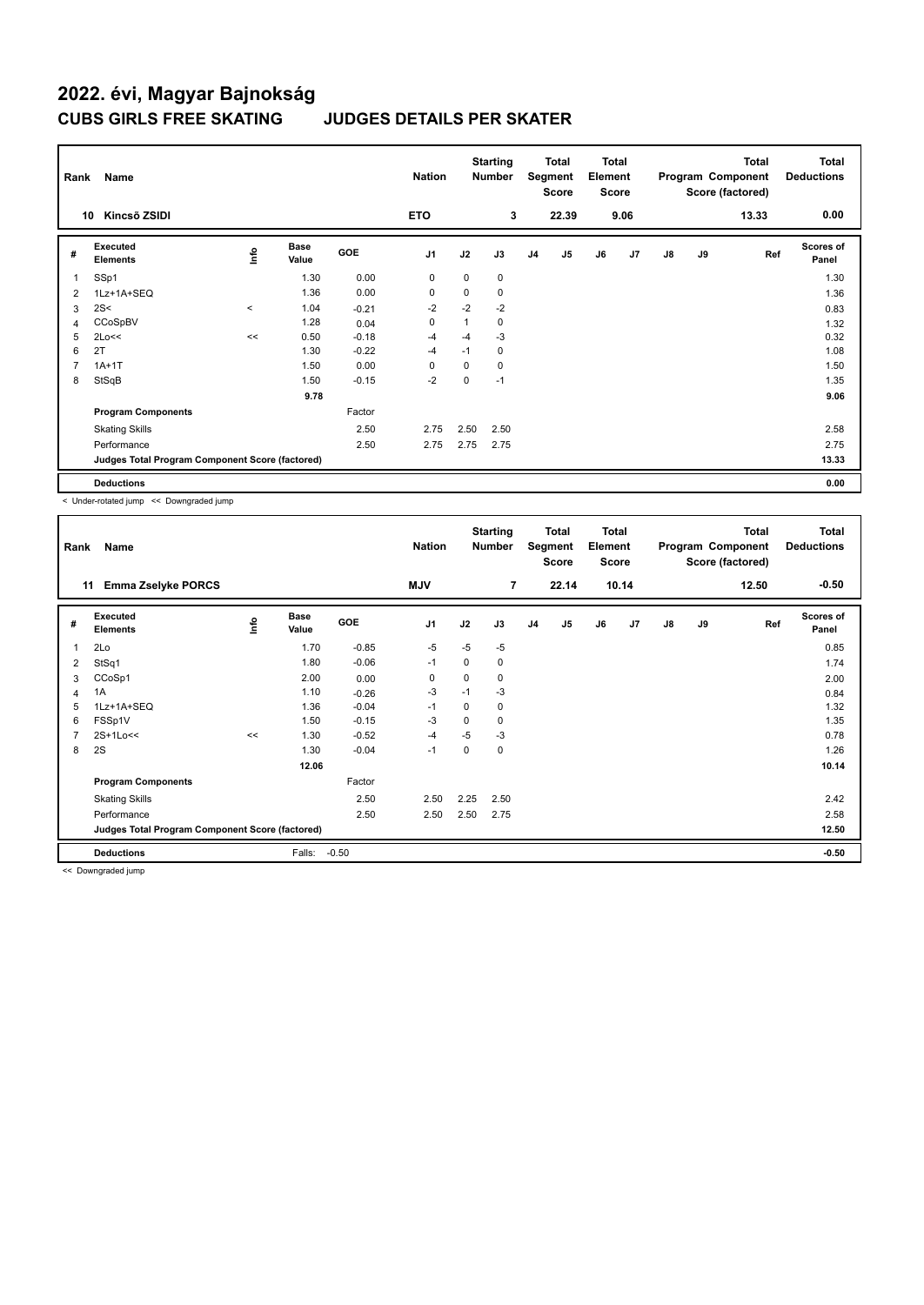# 2022. évi, Magyar Bajnokság

## CUBS GIRLS FREE SKATING JUDGES DETAILS PER SKATER

| Rank | Name | Nation | Starting Number | Total Segment Score | Total Element Score | Total Program Component Score (factored) | Total Deductions |
|---|---|---|---|---|---|---|---|
| 10 | Kincső ZSIDI | ETO | 3 | 22.39 | 9.06 | 13.33 | 0.00 |

| # | Executed Elements | Info | Base Value | GOE | J1 | J2 | J3 | J4 | J5 | J6 | J7 | J8 | J9 | Ref | Scores of Panel |
|---|---|---|---|---|---|---|---|---|---|---|---|---|---|---|---|
| 1 | SSp1 | | 1.30 | 0.00 | 0 | 0 | 0 | | | | | | | | 1.30 |
| 2 | 1Lz+1A+SEQ | | 1.36 | 0.00 | 0 | 0 | 0 | | | | | | | | 1.36 |
| 3 | 2S< | < | 1.04 | -0.21 | -2 | -2 | -2 | | | | | | | | 0.83 |
| 4 | CCoSpBV | | 1.28 | 0.04 | 0 | 1 | 0 | | | | | | | | 1.32 |
| 5 | 2Lo<< | << | 0.50 | -0.18 | -4 | -4 | -3 | | | | | | | | 0.32 |
| 6 | 2T | | 1.30 | -0.22 | -4 | -1 | 0 | | | | | | | | 1.08 |
| 7 | 1A+1T | | 1.50 | 0.00 | 0 | 0 | 0 | | | | | | | | 1.50 |
| 8 | StSqB | | 1.50 | -0.15 | -2 | 0 | -1 | | | | | | | | 1.35 |
| | | | 9.78 | | | | | | | | | | | | 9.06 |
| | **Program Components** | | | Factor | | | | | | | | | | | |
| | Skating Skills | | | 2.50 | 2.75 | 2.50 | 2.50 | | | | | | | | 2.58 |
| | Performance | | | 2.50 | 2.75 | 2.75 | 2.75 | | | | | | | | 2.75 |
| | **Judges Total Program Component Score (factored)** | | | | | | | | | | | | | | 13.33 |
| | **Deductions** | | | | | | | | | | | | | | 0.00 |

< Under-rotated jump << Downgraded jump

| Rank | Name | Nation | Starting Number | Total Segment Score | Total Element Score | Total Program Component Score (factored) | Total Deductions |
|---|---|---|---|---|---|---|---|
| 11 | Emma Zselyke PORCS | MJV | 7 | 22.14 | 10.14 | 12.50 | -0.50 |

| # | Executed Elements | Info | Base Value | GOE | J1 | J2 | J3 | J4 | J5 | J6 | J7 | J8 | J9 | Ref | Scores of Panel |
|---|---|---|---|---|---|---|---|---|---|---|---|---|---|---|---|
| 1 | 2Lo | | 1.70 | -0.85 | -5 | -5 | -5 | | | | | | | | 0.85 |
| 2 | StSq1 | | 1.80 | -0.06 | -1 | 0 | 0 | | | | | | | | 1.74 |
| 3 | CCoSp1 | | 2.00 | 0.00 | 0 | 0 | 0 | | | | | | | | 2.00 |
| 4 | 1A | | 1.10 | -0.26 | -3 | -1 | -3 | | | | | | | | 0.84 |
| 5 | 1Lz+1A+SEQ | | 1.36 | -0.04 | -1 | 0 | 0 | | | | | | | | 1.32 |
| 6 | FSSp1V | | 1.50 | -0.15 | -3 | 0 | 0 | | | | | | | | 1.35 |
| 7 | 2S+1Lo<< | << | 1.30 | -0.52 | -4 | -5 | -3 | | | | | | | | 0.78 |
| 8 | 2S | | 1.30 | -0.04 | -1 | 0 | 0 | | | | | | | | 1.26 |
| | | | 12.06 | | | | | | | | | | | | 10.14 |
| | **Program Components** | | | Factor | | | | | | | | | | | |
| | Skating Skills | | | 2.50 | 2.50 | 2.25 | 2.50 | | | | | | | | 2.42 |
| | Performance | | | 2.50 | 2.50 | 2.50 | 2.75 | | | | | | | | 2.58 |
| | **Judges Total Program Component Score (factored)** | | | | | | | | | | | | | | 12.50 |
| | **Deductions** | | Falls: | -0.50 | | | | | | | | | | | -0.50 |

<< Downgraded jump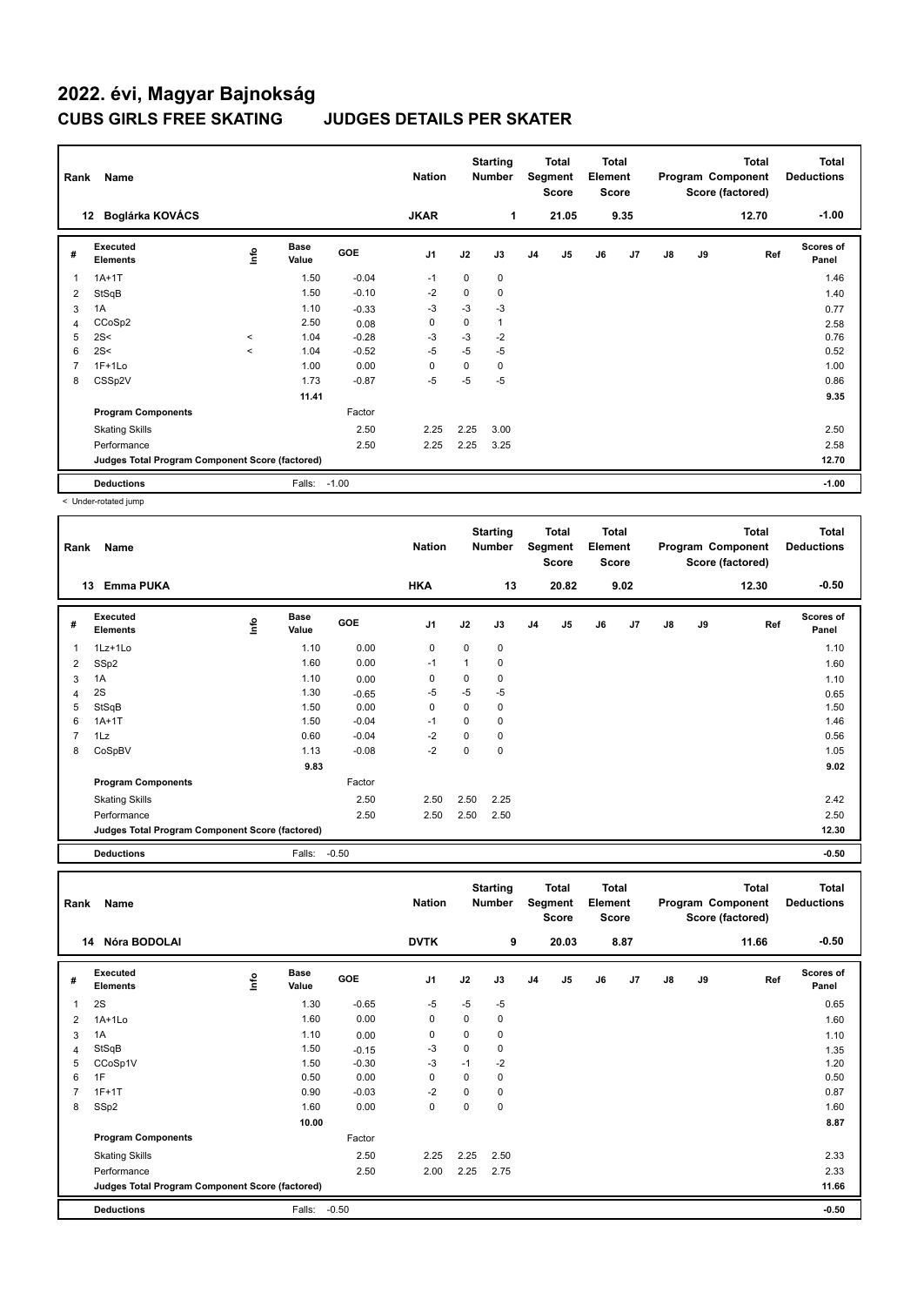# 2022. évi, Magyar Bajnokság

## CUBS GIRLS FREE SKATING JUDGES DETAILS PER SKATER

| Rank | Name | Nation | Starting Number | Total Segment Score | Total Element Score | Total Program Component Score (factored) | Total Deductions |
|---|---|---|---|---|---|---|---|
| 12 | Boglárka KOVÁCS | JKAR | 1 | 21.05 | 9.35 | 12.70 | -1.00 |

| # | Executed Elements | Info | Base Value | GOE | J1 | J2 | J3 | J4 | J5 | J6 | J7 | J8 | J9 | Ref | Scores of Panel |
|---|---|---|---|---|---|---|---|---|---|---|---|---|---|---|---|
| 1 | 1A+1T | | 1.50 | -0.04 | -1 | 0 | 0 | | | | | | | | 1.46 |
| 2 | StSqB | | 1.50 | -0.10 | -2 | 0 | 0 | | | | | | | | 1.40 |
| 3 | 1A | | 1.10 | -0.33 | -3 | -3 | -3 | | | | | | | | 0.77 |
| 4 | CCoSp2 | | 2.50 | 0.08 | 0 | 0 | 1 | | | | | | | | 2.58 |
| 5 | 2S< | < | 1.04 | -0.28 | -3 | -3 | -2 | | | | | | | | 0.76 |
| 6 | 2S< | < | 1.04 | -0.52 | -5 | -5 | -5 | | | | | | | | 0.52 |
| 7 | 1F+1Lo | | 1.00 | 0.00 | 0 | 0 | 0 | | | | | | | | 1.00 |
| 8 | CSSp2V | | 1.73 | -0.87 | -5 | -5 | -5 | | | | | | | | 0.86 |
| | | | 11.41 | | | | | | | | | | | | 9.35 |
| | Program Components | | | Factor | | | | | | | | | | | |
| | Skating Skills | | | 2.50 | 2.25 | 2.25 | 3.00 | | | | | | | | 2.50 |
| | Performance | | | 2.50 | 2.25 | 2.25 | 3.25 | | | | | | | | 2.58 |
| | Judges Total Program Component Score (factored) | | | | | | | | | | | | | | 12.70 |
| | Deductions | | Falls: | -1.00 | | | | | | | | | | | -1.00 |

< Under-rotated jump

| Rank | Name | Nation | Starting Number | Total Segment Score | Total Element Score | Total Program Component Score (factored) | Total Deductions |
|---|---|---|---|---|---|---|---|
| 13 | Emma PUKA | HKA | 13 | 20.82 | 9.02 | 12.30 | -0.50 |

| # | Executed Elements | Info | Base Value | GOE | J1 | J2 | J3 | J4 | J5 | J6 | J7 | J8 | J9 | Ref | Scores of Panel |
|---|---|---|---|---|---|---|---|---|---|---|---|---|---|---|---|
| 1 | 1Lz+1Lo | | 1.10 | 0.00 | 0 | 0 | 0 | | | | | | | | 1.10 |
| 2 | SSp2 | | 1.60 | 0.00 | -1 | 1 | 0 | | | | | | | | 1.60 |
| 3 | 1A | | 1.10 | 0.00 | 0 | 0 | 0 | | | | | | | | 1.10 |
| 4 | 2S | | 1.30 | -0.65 | -5 | -5 | -5 | | | | | | | | 0.65 |
| 5 | StSqB | | 1.50 | 0.00 | 0 | 0 | 0 | | | | | | | | 1.50 |
| 6 | 1A+1T | | 1.50 | -0.04 | -1 | 0 | 0 | | | | | | | | 1.46 |
| 7 | 1Lz | | 0.60 | -0.04 | -2 | 0 | 0 | | | | | | | | 0.56 |
| 8 | CoSpBV | | 1.13 | -0.08 | -2 | 0 | 0 | | | | | | | | 1.05 |
| | | | 9.83 | | | | | | | | | | | | 9.02 |
| | Program Components | | | Factor | | | | | | | | | | | |
| | Skating Skills | | | 2.50 | 2.50 | 2.50 | 2.25 | | | | | | | | 2.42 |
| | Performance | | | 2.50 | 2.50 | 2.50 | 2.50 | | | | | | | | 2.50 |
| | Judges Total Program Component Score (factored) | | | | | | | | | | | | | | 12.30 |
| | Deductions | | Falls: | -0.50 | | | | | | | | | | | -0.50 |

| Rank | Name | Nation | Starting Number | Total Segment Score | Total Element Score | Total Program Component Score (factored) | Total Deductions |
|---|---|---|---|---|---|---|---|
| 14 | Nóra BODOLAI | DVTK | 9 | 20.03 | 8.87 | 11.66 | -0.50 |

| # | Executed Elements | Info | Base Value | GOE | J1 | J2 | J3 | J4 | J5 | J6 | J7 | J8 | J9 | Ref | Scores of Panel |
|---|---|---|---|---|---|---|---|---|---|---|---|---|---|---|---|
| 1 | 2S | | 1.30 | -0.65 | -5 | -5 | -5 | | | | | | | | 0.65 |
| 2 | 1A+1Lo | | 1.60 | 0.00 | 0 | 0 | 0 | | | | | | | | 1.60 |
| 3 | 1A | | 1.10 | 0.00 | 0 | 0 | 0 | | | | | | | | 1.10 |
| 4 | StSqB | | 1.50 | -0.15 | -3 | 0 | 0 | | | | | | | | 1.35 |
| 5 | CCoSp1V | | 1.50 | -0.30 | -3 | -1 | -2 | | | | | | | | 1.20 |
| 6 | 1F | | 0.50 | 0.00 | 0 | 0 | 0 | | | | | | | | 0.50 |
| 7 | 1F+1T | | 0.90 | -0.03 | -2 | 0 | 0 | | | | | | | | 0.87 |
| 8 | SSp2 | | 1.60 | 0.00 | 0 | 0 | 0 | | | | | | | | 1.60 |
| | | | 10.00 | | | | | | | | | | | | 8.87 |
| | Program Components | | | Factor | | | | | | | | | | | |
| | Skating Skills | | | 2.50 | 2.25 | 2.25 | 2.50 | | | | | | | | 2.33 |
| | Performance | | | 2.50 | 2.00 | 2.25 | 2.75 | | | | | | | | 2.33 |
| | Judges Total Program Component Score (factored) | | | | | | | | | | | | | | 11.66 |
| | Deductions | | Falls: | -0.50 | | | | | | | | | | | -0.50 |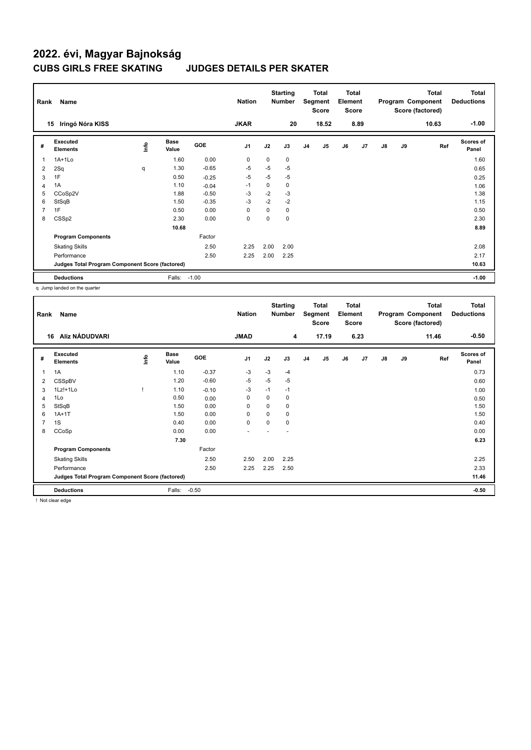# 2022. évi, Magyar Bajnokság

## CUBS GIRLS FREE SKATING JUDGES DETAILS PER SKATER

| Rank | Name | Nation | Starting Number | Total Segment Score | Total Element Score | Total Program Component Score (factored) | Total Deductions |
|---|---|---|---|---|---|---|---|
| 15 | Iringó Nóra KISS | JKAR | 20 | 18.52 | 8.89 | 10.63 | -1.00 |

| # | Executed Elements | Info | Base Value | GOE | J1 | J2 | J3 | J4 | J5 | J6 | J7 | J8 | J9 | Ref | Scores of Panel |
|---|---|---|---|---|---|---|---|---|---|---|---|---|---|---|---|
| 1 | 1A+1Lo | | 1.60 | 0.00 | 0 | 0 | 0 | | | | | | | | 1.60 |
| 2 | 2Sq | q | 1.30 | -0.65 | -5 | -5 | -5 | | | | | | | | 0.65 |
| 3 | 1F | | 0.50 | -0.25 | -5 | -5 | -5 | | | | | | | | 0.25 |
| 4 | 1A | | 1.10 | -0.04 | -1 | 0 | 0 | | | | | | | | 1.06 |
| 5 | CCoSp2V | | 1.88 | -0.50 | -3 | -2 | -3 | | | | | | | | 1.38 |
| 6 | StSqB | | 1.50 | -0.35 | -3 | -2 | -2 | | | | | | | | 1.15 |
| 7 | 1F | | 0.50 | 0.00 | 0 | 0 | 0 | | | | | | | | 0.50 |
| 8 | CSSp2 | | 2.30 | 0.00 | 0 | 0 | 0 | | | | | | | | 2.30 |
| | | | 10.68 | | | | | | | | | | | | 8.89 |
| | **Program Components** | | | Factor | | | | | | | | | | | |
| | Skating Skills | | | 2.50 | 2.25 | 2.00 | 2.00 | | | | | | | | 2.08 |
| | Performance | | | 2.50 | 2.25 | 2.00 | 2.25 | | | | | | | | 2.17 |
| | **Judges Total Program Component Score (factored)** | | | | | | | | | | | | | | 10.63 |
| | **Deductions** | | Falls: | -1.00 | | | | | | | | | | | -1.00 |

q Jump landed on the quarter

| Rank | Name | Nation | Starting Number | Total Segment Score | Total Element Score | Total Program Component Score (factored) | Total Deductions |
|---|---|---|---|---|---|---|---|
| 16 | Alíz NÁDUDVARI | JMAD | 4 | 17.19 | 6.23 | 11.46 | -0.50 |

| # | Executed Elements | Info | Base Value | GOE | J1 | J2 | J3 | J4 | J5 | J6 | J7 | J8 | J9 | Ref | Scores of Panel |
|---|---|---|---|---|---|---|---|---|---|---|---|---|---|---|---|
| 1 | 1A | | 1.10 | -0.37 | -3 | -3 | -4 | | | | | | | | 0.73 |
| 2 | CSSpBV | | 1.20 | -0.60 | -5 | -5 | -5 | | | | | | | | 0.60 |
| 3 | 1Lz!+1Lo | ! | 1.10 | -0.10 | -3 | -1 | -1 | | | | | | | | 1.00 |
| 4 | 1Lo | | 0.50 | 0.00 | 0 | 0 | 0 | | | | | | | | 0.50 |
| 5 | StSqB | | 1.50 | 0.00 | 0 | 0 | 0 | | | | | | | | 1.50 |
| 6 | 1A+1T | | 1.50 | 0.00 | 0 | 0 | 0 | | | | | | | | 1.50 |
| 7 | 1S | | 0.40 | 0.00 | 0 | 0 | 0 | | | | | | | | 0.40 |
| 8 | CCoSp | | 0.00 | 0.00 | - | - | - | | | | | | | | 0.00 |
| | | | 7.30 | | | | | | | | | | | | 6.23 |
| | **Program Components** | | | Factor | | | | | | | | | | | |
| | Skating Skills | | | 2.50 | 2.50 | 2.00 | 2.25 | | | | | | | | 2.25 |
| | Performance | | | 2.50 | 2.25 | 2.25 | 2.50 | | | | | | | | 2.33 |
| | **Judges Total Program Component Score (factored)** | | | | | | | | | | | | | | 11.46 |
| | **Deductions** | | Falls: | -0.50 | | | | | | | | | | | -0.50 |

! Not clear edge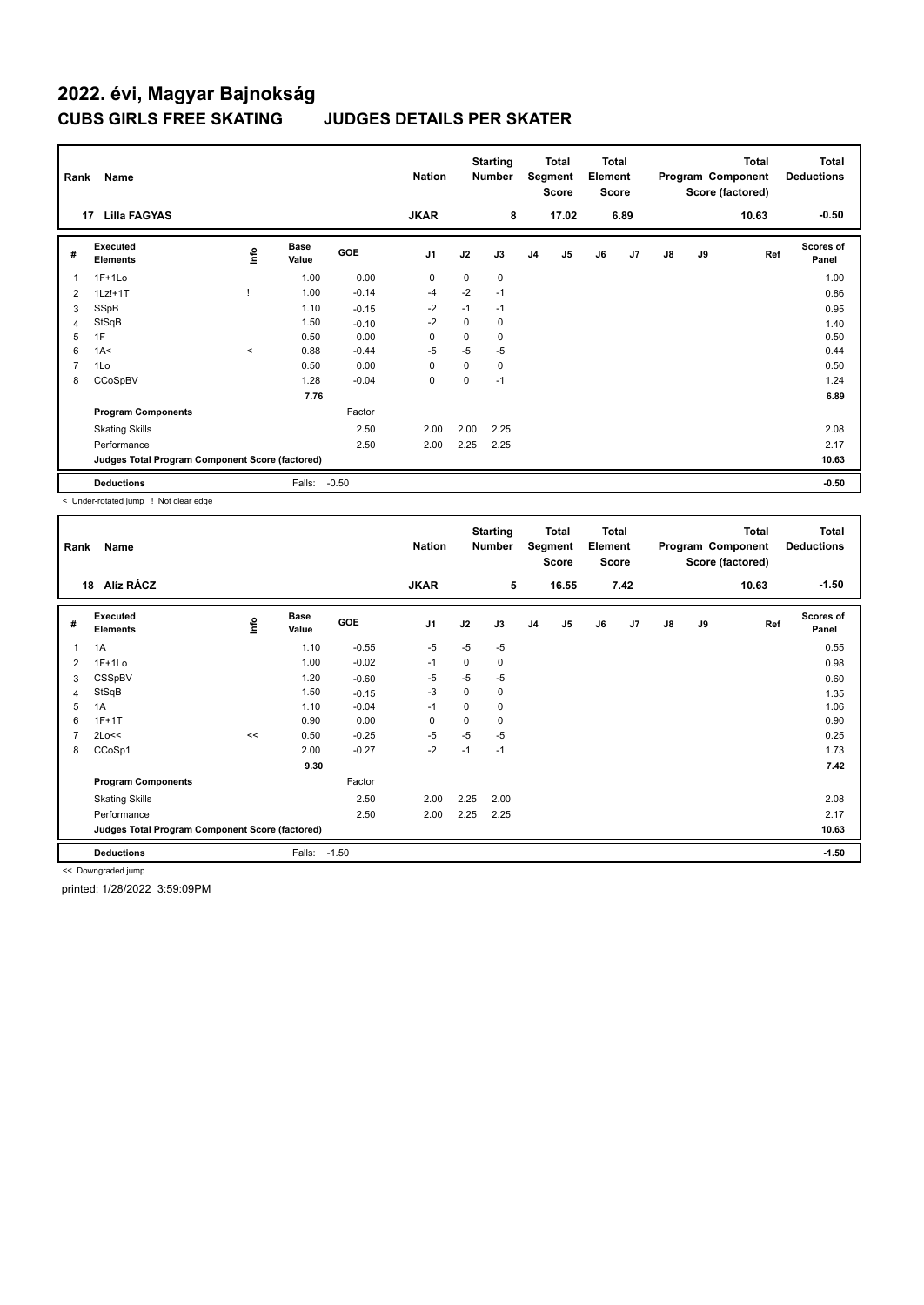# 2022. évi, Magyar Bajnokság

## CUBS GIRLS FREE SKATING JUDGES DETAILS PER SKATER

| Rank | Name | Nation | Starting Number | Total Segment Score | Total Element Score | Total Program Component Score (factored) | Total Deductions |
|---|---|---|---|---|---|---|---|
| 17 | Lilla FAGYAS | JKAR | 8 | 17.02 | 6.89 | 10.63 | -0.50 |

| # | Executed Elements | Info | Base Value | GOE | J1 | J2 | J3 | J4 | J5 | J6 | J7 | J8 | J9 | Ref | Scores of Panel |
|---|---|---|---|---|---|---|---|---|---|---|---|---|---|---|---|
| 1 | 1F+1Lo | | 1.00 | 0.00 | 0 | 0 | 0 | | | | | | | | 1.00 |
| 2 | 1Lz!+1T | ! | 1.00 | -0.14 | -4 | -2 | -1 | | | | | | | | 0.86 |
| 3 | SSpB | | 1.10 | -0.15 | -2 | -1 | -1 | | | | | | | | 0.95 |
| 4 | StSqB | | 1.50 | -0.10 | -2 | 0 | 0 | | | | | | | | 1.40 |
| 5 | 1F | | 0.50 | 0.00 | 0 | 0 | 0 | | | | | | | | 0.50 |
| 6 | 1A< | < | 0.88 | -0.44 | -5 | -5 | -5 | | | | | | | | 0.44 |
| 7 | 1Lo | | 0.50 | 0.00 | 0 | 0 | 0 | | | | | | | | 0.50 |
| 8 | CCoSpBV | | 1.28 | -0.04 | 0 | 0 | -1 | | | | | | | | 1.24 |
| | | | 7.76 | | | | | | | | | | | | 6.89 |
| | **Program Components** | | | Factor | | | | | | | | | | | |
| | Skating Skills | | | 2.50 | 2.00 | 2.00 | 2.25 | | | | | | | | 2.08 |
| | Performance | | | 2.50 | 2.00 | 2.25 | 2.25 | | | | | | | | 2.17 |
| | **Judges Total Program Component Score (factored)** | | | | | | | | | | | | | | 10.63 |
| | **Deductions** | | Falls: | -0.50 | | | | | | | | | | | -0.50 |

< Under-rotated jump ! Not clear edge

| Rank | Name | Nation | Starting Number | Total Segment Score | Total Element Score | Total Program Component Score (factored) | Total Deductions |
|---|---|---|---|---|---|---|---|
| 18 | Alíz RÁCZ | JKAR | 5 | 16.55 | 7.42 | 10.63 | -1.50 |

| # | Executed Elements | Info | Base Value | GOE | J1 | J2 | J3 | J4 | J5 | J6 | J7 | J8 | J9 | Ref | Scores of Panel |
|---|---|---|---|---|---|---|---|---|---|---|---|---|---|---|---|
| 1 | 1A | | 1.10 | -0.55 | -5 | -5 | -5 | | | | | | | | 0.55 |
| 2 | 1F+1Lo | | 1.00 | -0.02 | -1 | 0 | 0 | | | | | | | | 0.98 |
| 3 | CSSpBV | | 1.20 | -0.60 | -5 | -5 | -5 | | | | | | | | 0.60 |
| 4 | StSqB | | 1.50 | -0.15 | -3 | 0 | 0 | | | | | | | | 1.35 |
| 5 | 1A | | 1.10 | -0.04 | -1 | 0 | 0 | | | | | | | | 1.06 |
| 6 | 1F+1T | | 0.90 | 0.00 | 0 | 0 | 0 | | | | | | | | 0.90 |
| 7 | 2Lo<< | << | 0.50 | -0.25 | -5 | -5 | -5 | | | | | | | | 0.25 |
| 8 | CCoSp1 | | 2.00 | -0.27 | -2 | -1 | -1 | | | | | | | | 1.73 |
| | | | 9.30 | | | | | | | | | | | | 7.42 |
| | **Program Components** | | | Factor | | | | | | | | | | | |
| | Skating Skills | | | 2.50 | 2.00 | 2.25 | 2.00 | | | | | | | | 2.08 |
| | Performance | | | 2.50 | 2.00 | 2.25 | 2.25 | | | | | | | | 2.17 |
| | **Judges Total Program Component Score (factored)** | | | | | | | | | | | | | | 10.63 |
| | **Deductions** | | Falls: | -1.50 | | | | | | | | | | | -1.50 |

<< Downgraded jump

printed: 1/28/2022 3:59:09PM